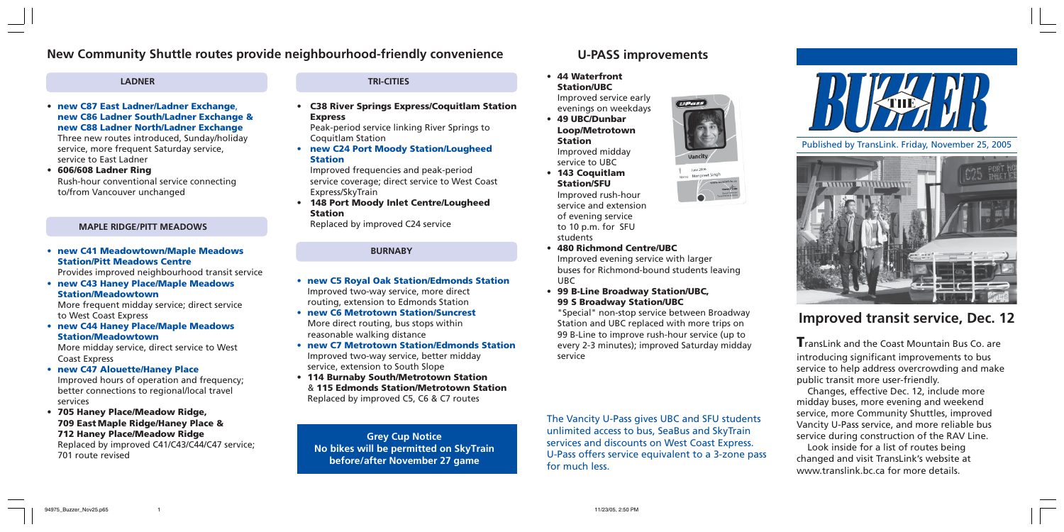## New Community Shuttle routes provide neighbourhood-friendly convenience

### LADNER

- **new C87 East Ladner/Ladner Exchange, new C86 Ladner South/Ladner Exchange & new C88 Ladner North/Ladner Exchange**
  Three new routes introduced, Sunday/holiday service, more frequent Saturday service, service to East Ladner
- **606/608 Ladner Ring**
  Rush-hour conventional service connecting to/from Vancouver unchanged

### MAPLE RIDGE/PITT MEADOWS

- **new C41 Meadowtown/Maple Meadows Station/Pitt Meadows Centre**
  Provides improved neighbourhood transit service
- **new C43 Haney Place/Maple Meadows Station/Meadowtown**
  More frequent midday service; direct service to West Coast Express
- **new C44 Haney Place/Maple Meadows Station/Meadowtown**
  More midday service, direct service to West Coast Express
- **new C47 Alouette/Haney Place**
  Improved hours of operation and frequency; better connections to regional/local travel services
- **705 Haney Place/Meadow Ridge, 709 East Maple Ridge/Haney Place & 712 Haney Place/Meadow Ridge**
  Replaced by improved C41/C43/C44/C47 service; 701 route revised

### TRI-CITIES

- **C38 River Springs Express/Coquitlam Station Express**
  Peak-period service linking River Springs to Coquitlam Station
- **new C24 Port Moody Station/Lougheed Station**
  Improved frequencies and peak-period service coverage; direct service to West Coast Express/SkyTrain
- **148 Port Moody Inlet Centre/Lougheed Station**
  Replaced by improved C24 service

### BURNABY

- **new C5 Royal Oak Station/Edmonds Station**
  Improved two-way service, more direct routing, extension to Edmonds Station
- **new C6 Metrotown Station/Suncrest**
  More direct routing, bus stops within reasonable walking distance
- **new C7 Metrotown Station/Edmonds Station**
  Improved two-way service, better midday service, extension to South Slope
- **114 Burnaby South/Metrotown Station & 115 Edmonds Station/Metrotown Station**
  Replaced by improved C5, C6 & C7 routes

**Grey Cup Notice**
**No bikes will be permitted on SkyTrain before/after November 27 game**

## U-PASS improvements

- **44 Waterfront Station/UBC**
  Improved service early evenings on weekdays
- **49 UBC/Dunbar Loop/Metrotown Station**
  Improved midday service to UBC
- **143 Coquitlam Station/SFU**
  Improved rush-hour service and extension of evening service to 10 p.m. for SFU students
- **480 Richmond Centre/UBC**
  Improved evening service with larger buses for Richmond-bound students leaving UBC
- **99 B-Line Broadway Station/UBC, 99 S Broadway Station/UBC**
  "Special" non-stop service between Broadway Station and UBC replaced with more trips on 99 B-Line to improve rush-hour service (up to every 2-3 minutes); improved Saturday midday service

The Vancity U-Pass gives UBC and SFU students unlimited access to bus, SeaBus and SkyTrain services and discounts on West Coast Express. U-Pass offers service equivalent to a 3-zone pass for much less.

# THE BUZZER

Published by TransLink. Friday, November 25, 2005

## Improved transit service, Dec. 12

TransLink and the Coast Mountain Bus Co. are introducing significant improvements to bus service to help address overcrowding and make public transit more user-friendly.

Changes, effective Dec. 12, include more midday buses, more evening and weekend service, more Community Shuttles, improved Vancity U-Pass service, and more reliable bus service during construction of the RAV Line.

Look inside for a list of routes being changed and visit TransLink's website at www.translink.bc.ca for more details.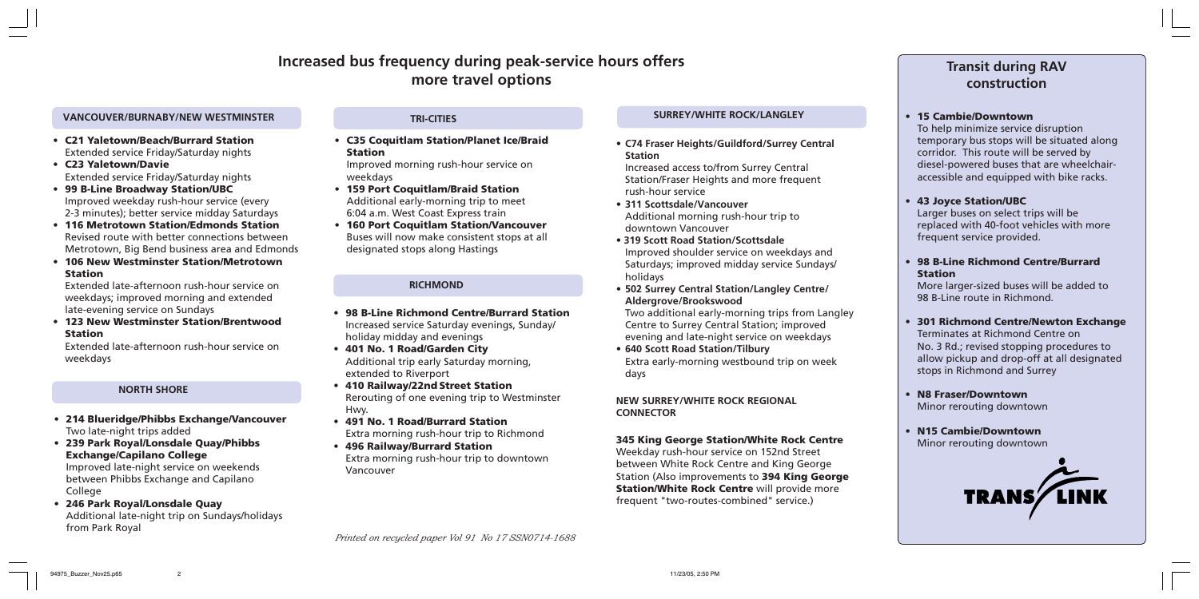# Increased bus frequency during peak-service hours offers more travel options

## VANCOUVER/BURNABY/NEW WESTMINSTER

- **C21 Yaletown/Beach/Burrard Station**
  Extended service Friday/Saturday nights
- **C23 Yaletown/Davie**
  Extended service Friday/Saturday nights
- **99 B-Line Broadway Station/UBC**
  Improved weekday rush-hour service (every 2-3 minutes); better service midday Saturdays
- **116 Metrotown Station/Edmonds Station**
  Revised route with better connections between Metrotown, Big Bend business area and Edmonds
- **106 New Westminster Station/Metrotown Station**
  Extended late-afternoon rush-hour service on weekdays; improved morning and extended late-evening service on Sundays
- **123 New Westminster Station/Brentwood Station**
  Extended late-afternoon rush-hour service on weekdays

## NORTH SHORE

- **214 Blueridge/Phibbs Exchange/Vancouver**
  Two late-night trips added
- **239 Park Royal/Lonsdale Quay/Phibbs Exchange/Capilano College**
  Improved late-night service on weekends between Phibbs Exchange and Capilano College
- **246 Park Royal/Lonsdale Quay**
  Additional late-night trip on Sundays/holidays from Park Royal

## TRI-CITIES

- **C35 Coquitlam Station/Planet Ice/Braid Station**
  Improved morning rush-hour service on weekdays
- **159 Port Coquitlam/Braid Station**
  Additional early-morning trip to meet 6:04 a.m. West Coast Express train
- **160 Port Coquitlam Station/Vancouver**
  Buses will now make consistent stops at all designated stops along Hastings

## RICHMOND

- **98 B-Line Richmond Centre/Burrard Station**
  Increased service Saturday evenings, Sunday/holiday midday and evenings
- **401 No. 1 Road/Garden City**
  Additional trip early Saturday morning, extended to Riverport
- **410 Railway/22nd Street Station**
  Rerouting of one evening trip to Westminster Hwy.
- **491 No. 1 Road/Burrard Station**
  Extra morning rush-hour trip to Richmond
- **496 Railway/Burrard Station**
  Extra morning rush-hour trip to downtown Vancouver

## SURREY/WHITE ROCK/LANGLEY

- **C74 Fraser Heights/Guildford/Surrey Central Station**
  Increased access to/from Surrey Central Station/Fraser Heights and more frequent rush-hour service
- **311 Scottsdale/Vancouver**
  Additional morning rush-hour trip to downtown Vancouver
- **319 Scott Road Station/Scottsdale**
  Improved shoulder service on weekdays and Saturdays; improved midday service Sundays/holidays
- **502 Surrey Central Station/Langley Centre/Aldergrove/Brookswood**
  Two additional early-morning trips from Langley Centre to Surrey Central Station; improved evening and late-night service on weekdays
- **640 Scott Road Station/Tilbury**
  Extra early-morning westbound trip on week days

### NEW SURREY/WHITE ROCK REGIONAL CONNECTOR

**345 King George Station/White Rock Centre**
Weekday rush-hour service on 152nd Street between White Rock Centre and King George Station (Also improvements to **394 King George Station/White Rock Centre** will provide more frequent "two-routes-combined" service.)

*Printed on recycled paper Vol 91 No 17 SSN0714-1688*

## Transit during RAV construction

- **15 Cambie/Downtown**
  To help minimize service disruption temporary bus stops will be situated along corridor. This route will be served by diesel-powered buses that are wheelchair-accessible and equipped with bike racks.
- **43 Joyce Station/UBC**
  Larger buses on select trips will be replaced with 40-foot vehicles with more frequent service provided.
- **98 B-Line Richmond Centre/Burrard Station**
  More larger-sized buses will be added to 98 B-Line route in Richmond.
- **301 Richmond Centre/Newton Exchange**
  Terminates at Richmond Centre on No. 3 Rd.; revised stopping procedures to allow pickup and drop-off at all designated stops in Richmond and Surrey
- **N8 Fraser/Downtown**
  Minor rerouting downtown
- **N15 Cambie/Downtown**
  Minor rerouting downtown

TRANSLINK